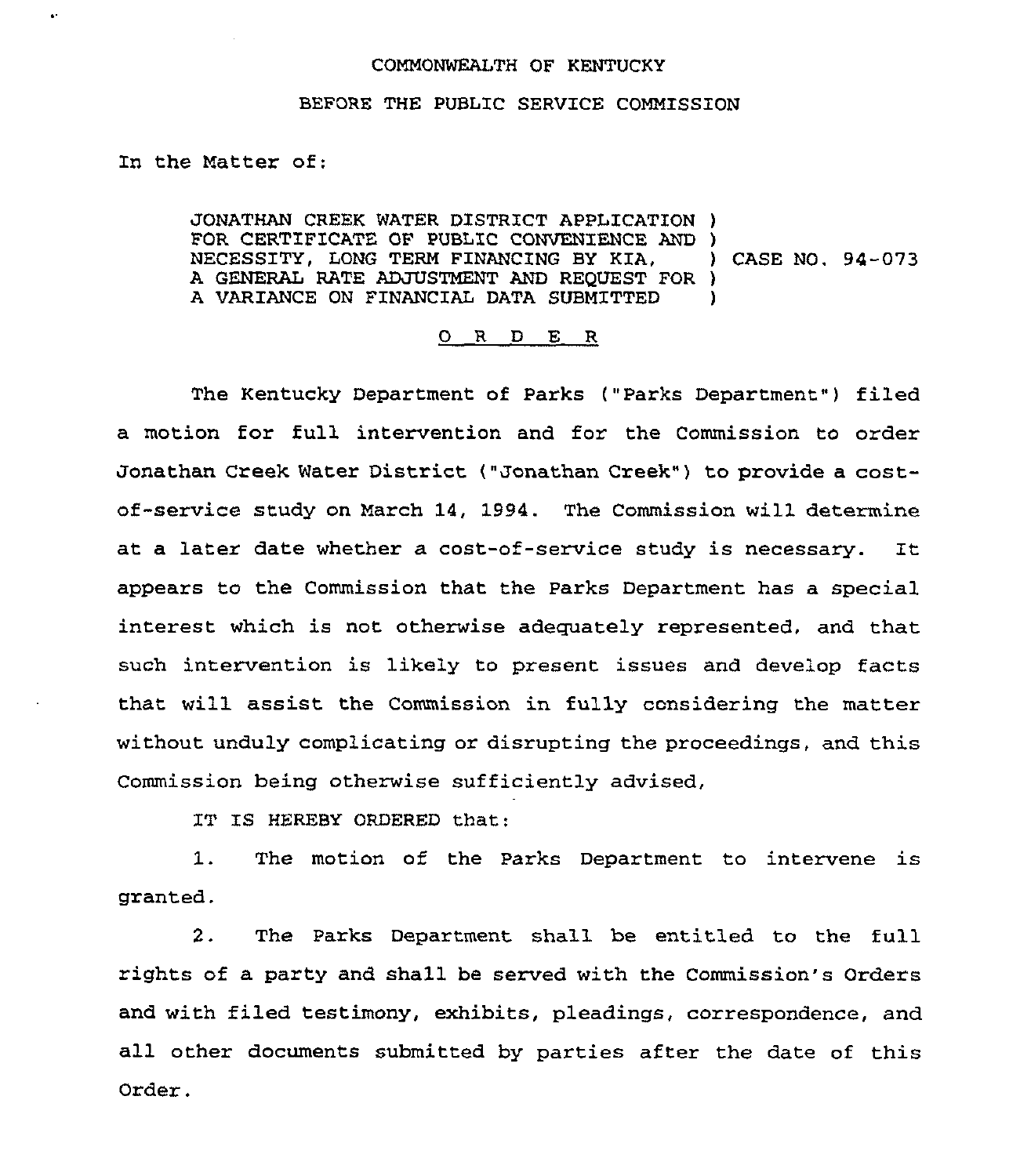COMMONWEALTH OF KENTUCKY

BEFORE THE PUBLIC SERVICE COMMISSION

In the Matter of:

JONATHAN CREEK WATER DISTRICT APPLICATION FOR CERTIFICATE OF PUBLIC CONVENIENCE AND NECESSITY, LONG TERM FINANCING BY KIA, A GENERAL RATE ADJUSTMENT AND REQUEST FOR A VARIANCE ON FINANCIAL DATA SUBMITTED ) CASE NO. 94-073

## O R D E R

The Kentucky Department of Parks ("Parks Department") filed a motion for full intervention and for the Commission to order Jonathan Creek Water District ("Jonathan Creek") to provide a cost-of-service study on March 14, 1994. The Commission will determine at a later date whether a cost-of-service study is necessary. It appears to the Commission that the Parks Department has a special interest which is not otherwise adequately represented, and that such intervention is likely to present issues and develop facts that will assist the Commission in fully considering the matter without unduly complicating or disrupting the proceedings, and this Commission being otherwise sufficiently advised,

IT IS HEREBY ORDERED that:

1. The motion of the Parks Department to intervene is granted.

2. The Parks Department shall be entitled to the full rights of a party and shall be served with the Commission's Orders and with filed testimony, exhibits, pleadings, correspondence, and all other documents submitted by parties after the date of this Order.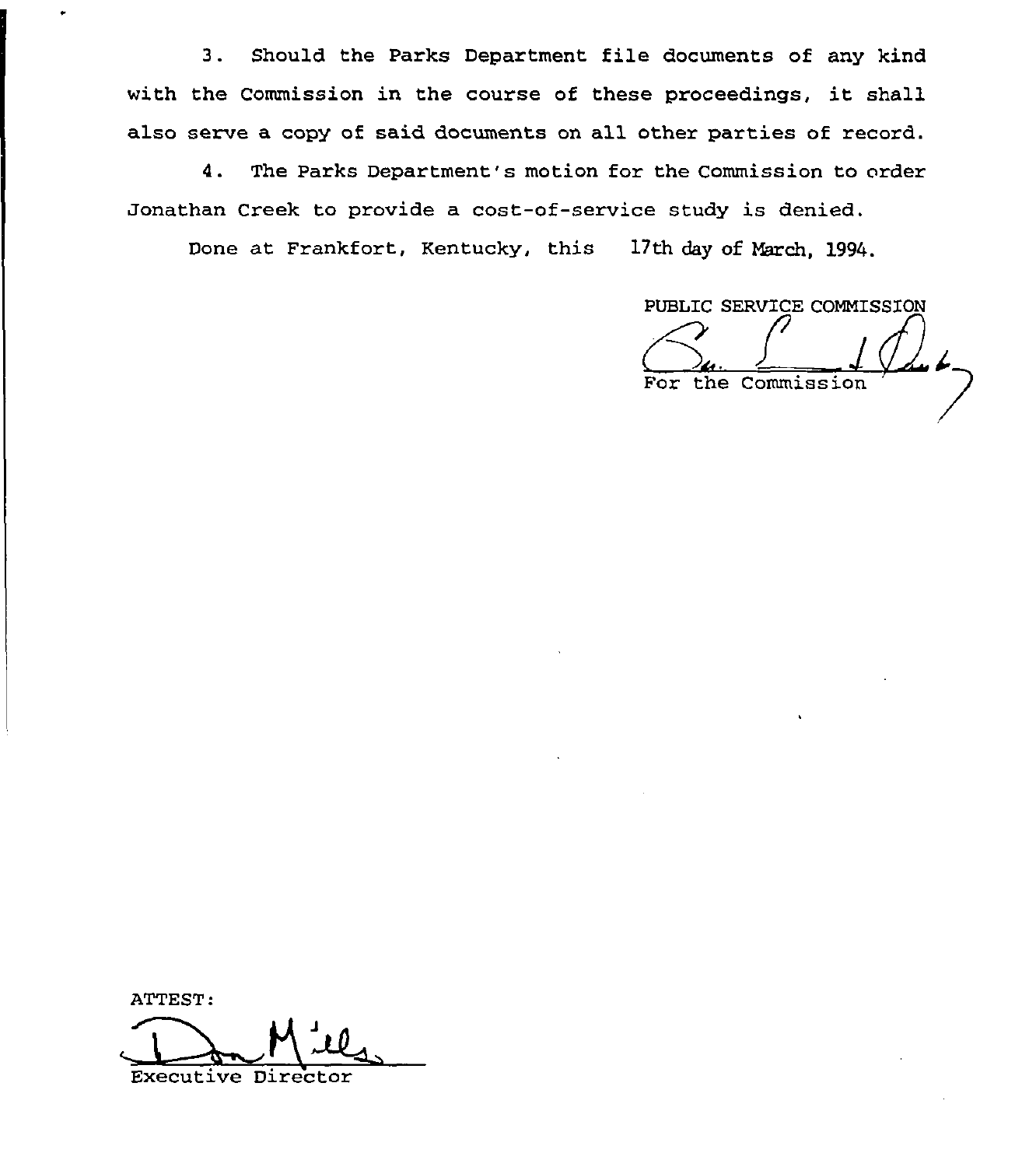3. Should the Parks Department file documents of any kind with the Commission in the course of these proceedings, it shall also serve a copy of said documents on all other parties of record.

4. The Parks Department's motion for the Commission to order Jonathan Creek to provide a cost-of-service study is denied.

Done at Frankfort, Kentucky, this 17th day of March, 1994.

PUBLIC SERVICE COMMISSION

For the Commission

ATTEST:

Executive Director